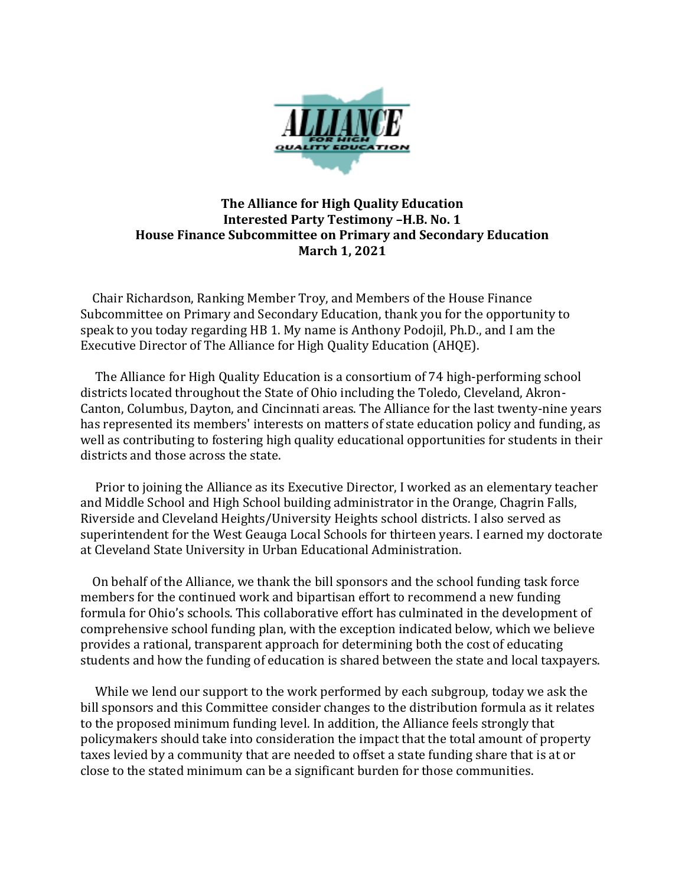**The Alliance for High Quality Education**
**Interested Party Testimony –H.B. No. 1**
**House Finance Subcommittee on Primary and Secondary Education**
**March 1, 2021**

Chair Richardson, Ranking Member Troy, and Members of the House Finance Subcommittee on Primary and Secondary Education, thank you for the opportunity to speak to you today regarding HB 1. My name is Anthony Podojil, Ph.D., and I am the Executive Director of The Alliance for High Quality Education (AHQE).

The Alliance for High Quality Education is a consortium of 74 high-performing school districts located throughout the State of Ohio including the Toledo, Cleveland, Akron-Canton, Columbus, Dayton, and Cincinnati areas. The Alliance for the last twenty-nine years has represented its members' interests on matters of state education policy and funding, as well as contributing to fostering high quality educational opportunities for students in their districts and those across the state.

Prior to joining the Alliance as its Executive Director, I worked as an elementary teacher and Middle School and High School building administrator in the Orange, Chagrin Falls, Riverside and Cleveland Heights/University Heights school districts. I also served as superintendent for the West Geauga Local Schools for thirteen years. I earned my doctorate at Cleveland State University in Urban Educational Administration.

On behalf of the Alliance, we thank the bill sponsors and the school funding task force members for the continued work and bipartisan effort to recommend a new funding formula for Ohio's schools. This collaborative effort has culminated in the development of comprehensive school funding plan, with the exception indicated below, which we believe provides a rational, transparent approach for determining both the cost of educating students and how the funding of education is shared between the state and local taxpayers.

While we lend our support to the work performed by each subgroup, today we ask the bill sponsors and this Committee consider changes to the distribution formula as it relates to the proposed minimum funding level. In addition, the Alliance feels strongly that policymakers should take into consideration the impact that the total amount of property taxes levied by a community that are needed to offset a state funding share that is at or close to the stated minimum can be a significant burden for those communities.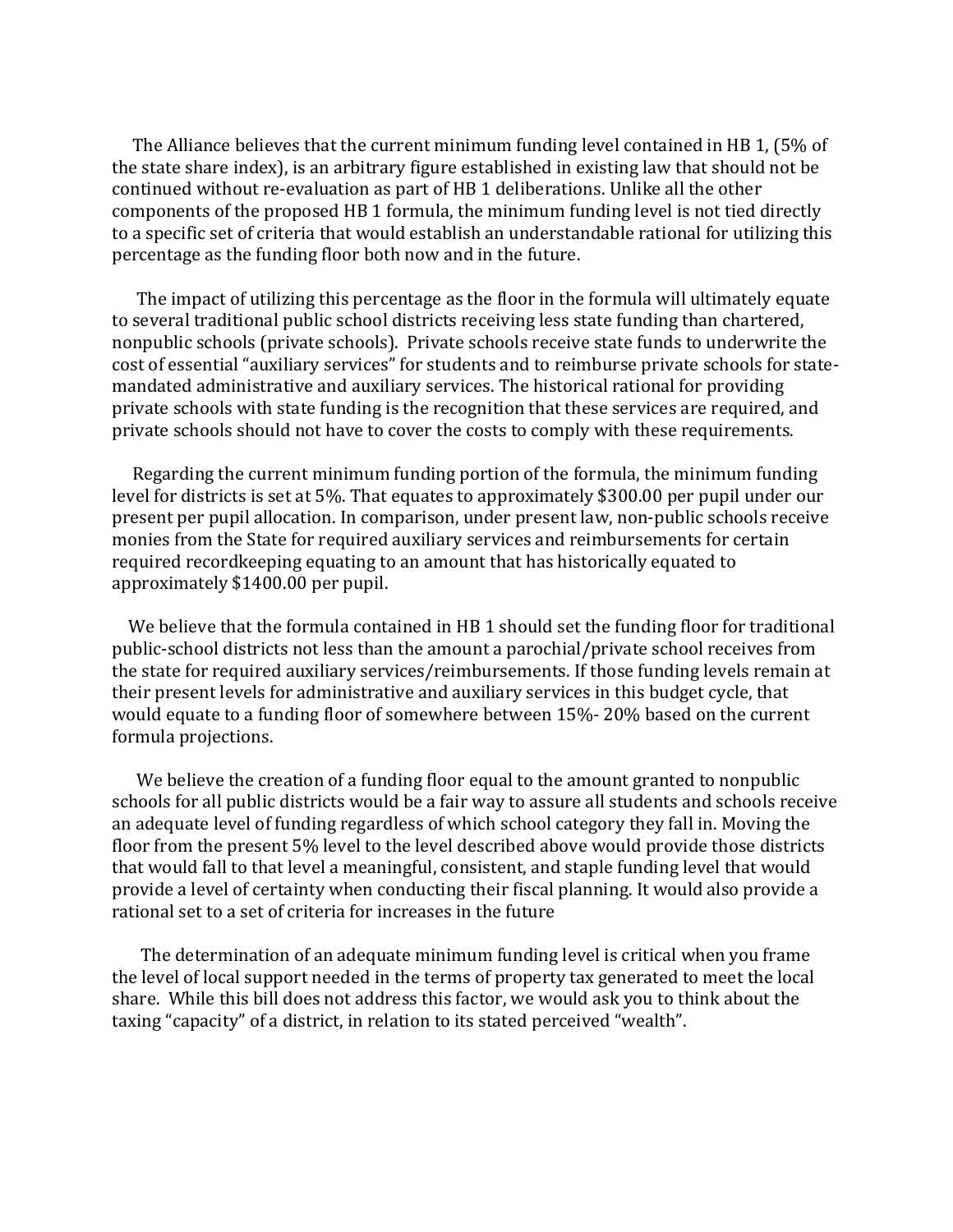The Alliance believes that the current minimum funding level contained in HB 1, (5% of the state share index), is an arbitrary figure established in existing law that should not be continued without re-evaluation as part of HB 1 deliberations. Unlike all the other components of the proposed HB 1 formula, the minimum funding level is not tied directly to a specific set of criteria that would establish an understandable rational for utilizing this percentage as the funding floor both now and in the future.

The impact of utilizing this percentage as the floor in the formula will ultimately equate to several traditional public school districts receiving less state funding than chartered, nonpublic schools (private schools). Private schools receive state funds to underwrite the cost of essential "auxiliary services" for students and to reimburse private schools for state-mandated administrative and auxiliary services. The historical rational for providing private schools with state funding is the recognition that these services are required, and private schools should not have to cover the costs to comply with these requirements.

Regarding the current minimum funding portion of the formula, the minimum funding level for districts is set at 5%. That equates to approximately $300.00 per pupil under our present per pupil allocation. In comparison, under present law, non-public schools receive monies from the State for required auxiliary services and reimbursements for certain required recordkeeping equating to an amount that has historically equated to approximately $1400.00 per pupil.

We believe that the formula contained in HB 1 should set the funding floor for traditional public-school districts not less than the amount a parochial/private school receives from the state for required auxiliary services/reimbursements. If those funding levels remain at their present levels for administrative and auxiliary services in this budget cycle, that would equate to a funding floor of somewhere between 15%- 20% based on the current formula projections.

We believe the creation of a funding floor equal to the amount granted to nonpublic schools for all public districts would be a fair way to assure all students and schools receive an adequate level of funding regardless of which school category they fall in. Moving the floor from the present 5% level to the level described above would provide those districts that would fall to that level a meaningful, consistent, and staple funding level that would provide a level of certainty when conducting their fiscal planning. It would also provide a rational set to a set of criteria for increases in the future

The determination of an adequate minimum funding level is critical when you frame the level of local support needed in the terms of property tax generated to meet the local share. While this bill does not address this factor, we would ask you to think about the taxing "capacity" of a district, in relation to its stated perceived "wealth".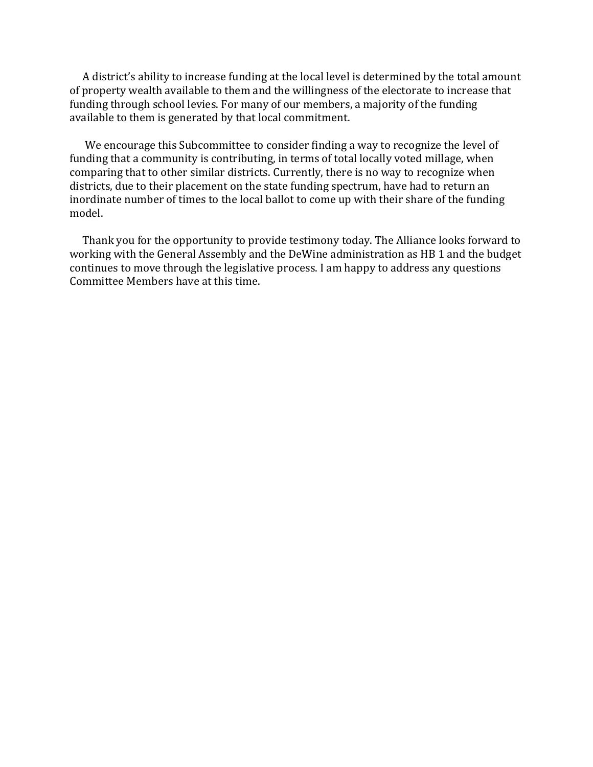A district's ability to increase funding at the local level is determined by the total amount of property wealth available to them and the willingness of the electorate to increase that funding through school levies. For many of our members, a majority of the funding available to them is generated by that local commitment.

We encourage this Subcommittee to consider finding a way to recognize the level of funding that a community is contributing, in terms of total locally voted millage, when comparing that to other similar districts. Currently, there is no way to recognize when districts, due to their placement on the state funding spectrum, have had to return an inordinate number of times to the local ballot to come up with their share of the funding model.

Thank you for the opportunity to provide testimony today. The Alliance looks forward to working with the General Assembly and the DeWine administration as HB 1 and the budget continues to move through the legislative process. I am happy to address any questions Committee Members have at this time.